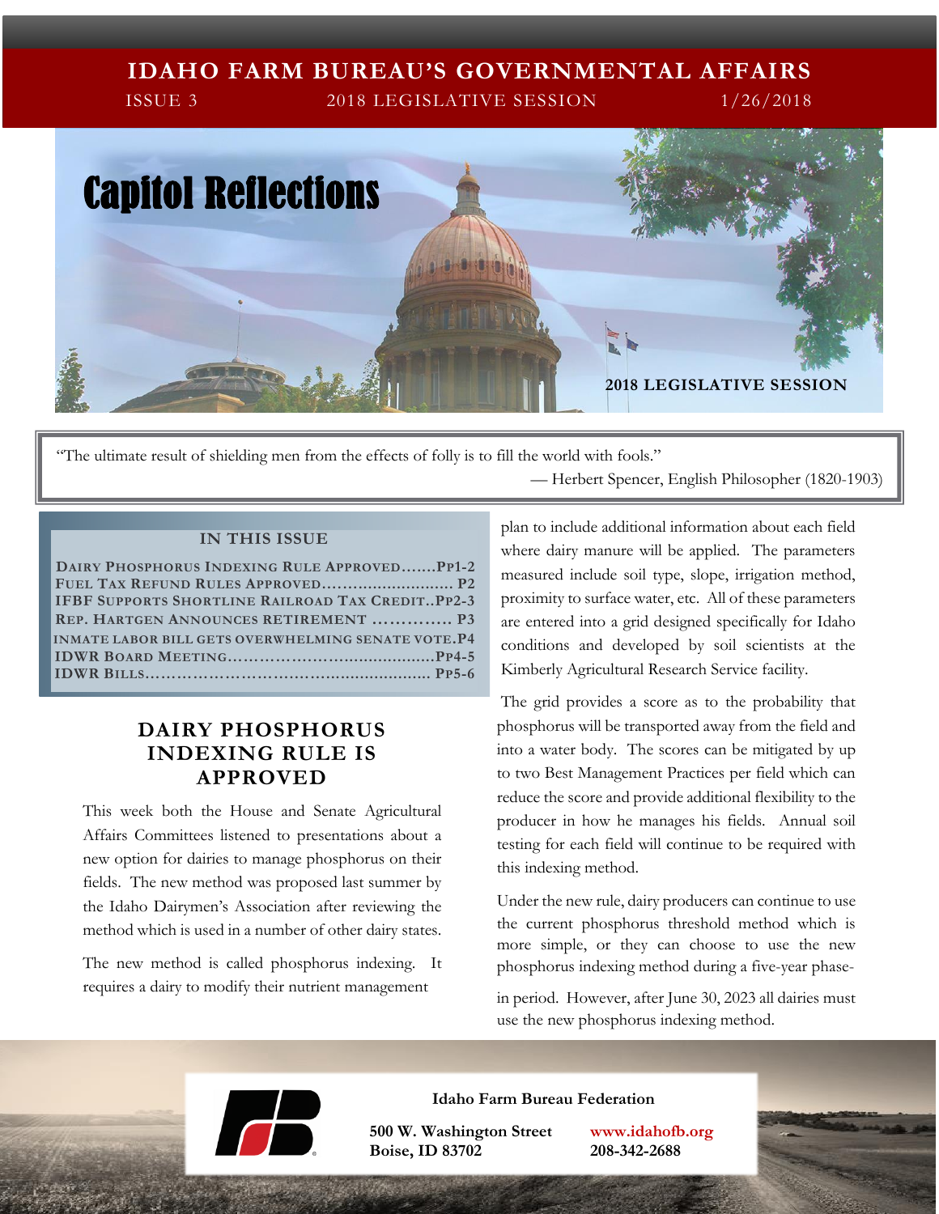# IDAHO FARM BUREAU'S GOVERNMENTAL AFFAIRS

ISSUE 3 — 2018 LEGISLATIVE SESSION — 1/26/2018

# Capitol Reflections

2018 LEGISLATIVE SESSION

> "The ultimate result of shielding men from the effects of folly is to fill the world with fools."
>
> — Herbert Spencer, English Philosopher (1820-1903)

**IN THIS ISSUE**

- Dairy Phosphorus Indexing Rule Approved.......Pp1-2
- Fuel Tax Refund Rules Approved.......................... P2
- IFBF Supports Shortline Railroad Tax Credit..Pp2-3
- Rep. Hartgen Announces Retirement .............. P3
- Inmate labor bill gets overwhelming Senate vote.P4
- IDWR Board Meeting........................................Pp4-5
- IDWR Bills........................................................ Pp5-6

## DAIRY PHOSPHORUS INDEXING RULE IS APPROVED

This week both the House and Senate Agricultural Affairs Committees listened to presentations about a new option for dairies to manage phosphorus on their fields. The new method was proposed last summer by the Idaho Dairymen's Association after reviewing the method which is used in a number of other dairy states.

The new method is called phosphorus indexing. It requires a dairy to modify their nutrient management plan to include additional information about each field where dairy manure will be applied. The parameters measured include soil type, slope, irrigation method, proximity to surface water, etc. All of these parameters are entered into a grid designed specifically for Idaho conditions and developed by soil scientists at the Kimberly Agricultural Research Service facility.

The grid provides a score as to the probability that phosphorus will be transported away from the field and into a water body. The scores can be mitigated by up to two Best Management Practices per field which can reduce the score and provide additional flexibility to the producer in how he manages his fields. Annual soil testing for each field will continue to be required with this indexing method.

Under the new rule, dairy producers can continue to use the current phosphorus threshold method which is more simple, or they can choose to use the new phosphorus indexing method during a five-year phase-in period. However, after June 30, 2023 all dairies must use the new phosphorus indexing method.

**Idaho Farm Bureau Federation**

**500 W. Washington Street**
**Boise, ID 83702**

**www.idahofb.org**
**208-342-2688**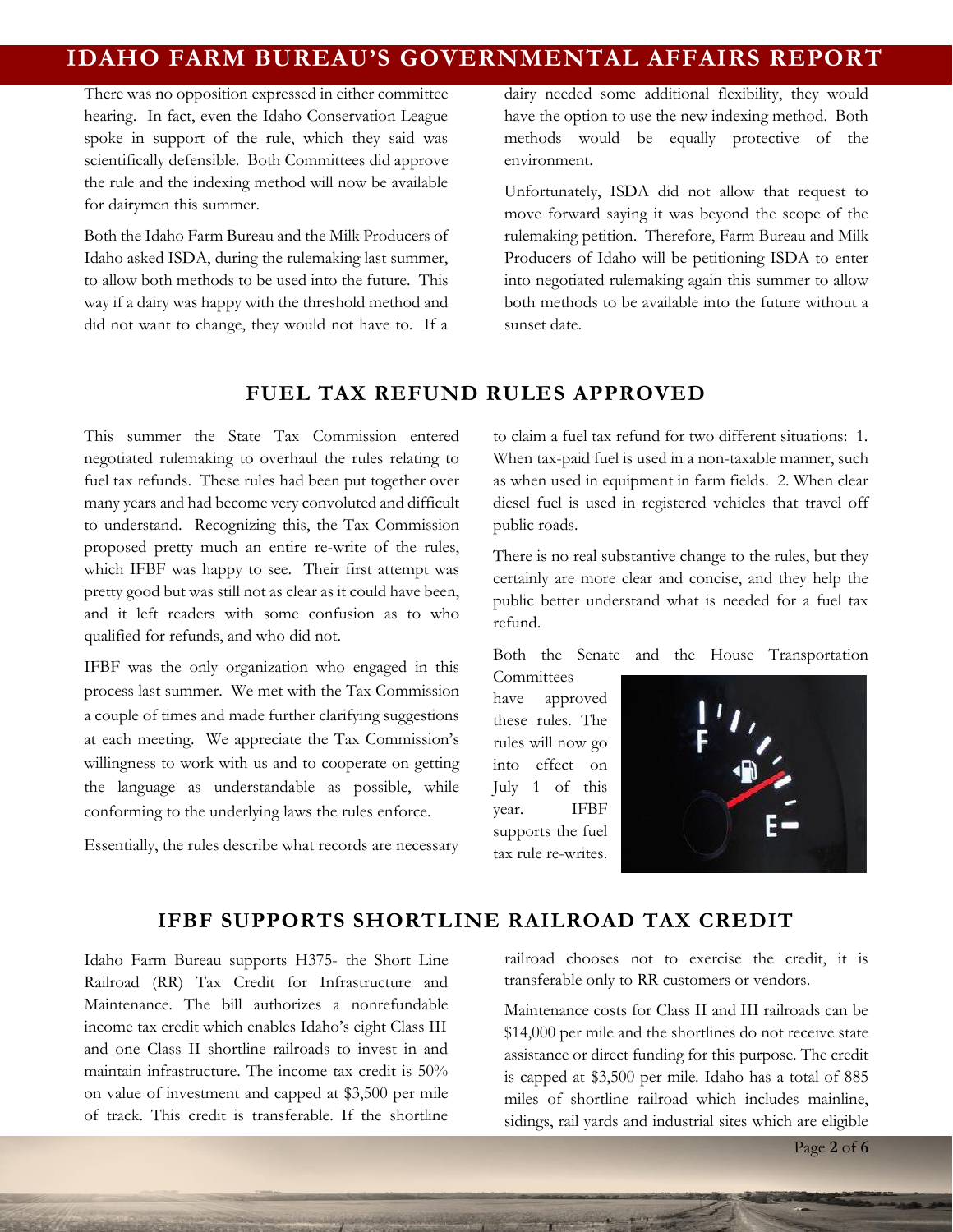There was no opposition expressed in either committee hearing. In fact, even the Idaho Conservation League spoke in support of the rule, which they said was scientifically defensible. Both Committees did approve the rule and the indexing method will now be available for dairymen this summer.

Both the Idaho Farm Bureau and the Milk Producers of Idaho asked ISDA, during the rulemaking last summer, to allow both methods to be used into the future. This way if a dairy was happy with the threshold method and did not want to change, they would not have to. If a dairy needed some additional flexibility, they would have the option to use the new indexing method. Both methods would be equally protective of the environment.

Unfortunately, ISDA did not allow that request to move forward saying it was beyond the scope of the rulemaking petition. Therefore, Farm Bureau and Milk Producers of Idaho will be petitioning ISDA to enter into negotiated rulemaking again this summer to allow both methods to be available into the future without a sunset date.

## FUEL TAX REFUND RULES APPROVED

This summer the State Tax Commission entered negotiated rulemaking to overhaul the rules relating to fuel tax refunds. These rules had been put together over many years and had become very convoluted and difficult to understand. Recognizing this, the Tax Commission proposed pretty much an entire re-write of the rules, which IFBF was happy to see. Their first attempt was pretty good but was still not as clear as it could have been, and it left readers with some confusion as to who qualified for refunds, and who did not.

IFBF was the only organization who engaged in this process last summer. We met with the Tax Commission a couple of times and made further clarifying suggestions at each meeting. We appreciate the Tax Commission's willingness to work with us and to cooperate on getting the language as understandable as possible, while conforming to the underlying laws the rules enforce.

Essentially, the rules describe what records are necessary to claim a fuel tax refund for two different situations: 1. When tax-paid fuel is used in a non-taxable manner, such as when used in equipment in farm fields. 2. When clear diesel fuel is used in registered vehicles that travel off public roads.

There is no real substantive change to the rules, but they certainly are more clear and concise, and they help the public better understand what is needed for a fuel tax refund.

Both the Senate and the House Transportation Committees have approved these rules. The rules will now go into effect on July 1 of this year. IFBF supports the fuel tax rule re-writes.

## IFBF SUPPORTS SHORTLINE RAILROAD TAX CREDIT

Idaho Farm Bureau supports H375- the Short Line Railroad (RR) Tax Credit for Infrastructure and Maintenance. The bill authorizes a nonrefundable income tax credit which enables Idaho's eight Class III and one Class II shortline railroads to invest in and maintain infrastructure. The income tax credit is 50% on value of investment and capped at $3,500 per mile of track. This credit is transferable. If the shortline railroad chooses not to exercise the credit, it is transferable only to RR customers or vendors.

Maintenance costs for Class II and III railroads can be $14,000 per mile and the shortlines do not receive state assistance or direct funding for this purpose. The credit is capped at $3,500 per mile. Idaho has a total of 885 miles of shortline railroad which includes mainline, sidings, rail yards and industrial sites which are eligible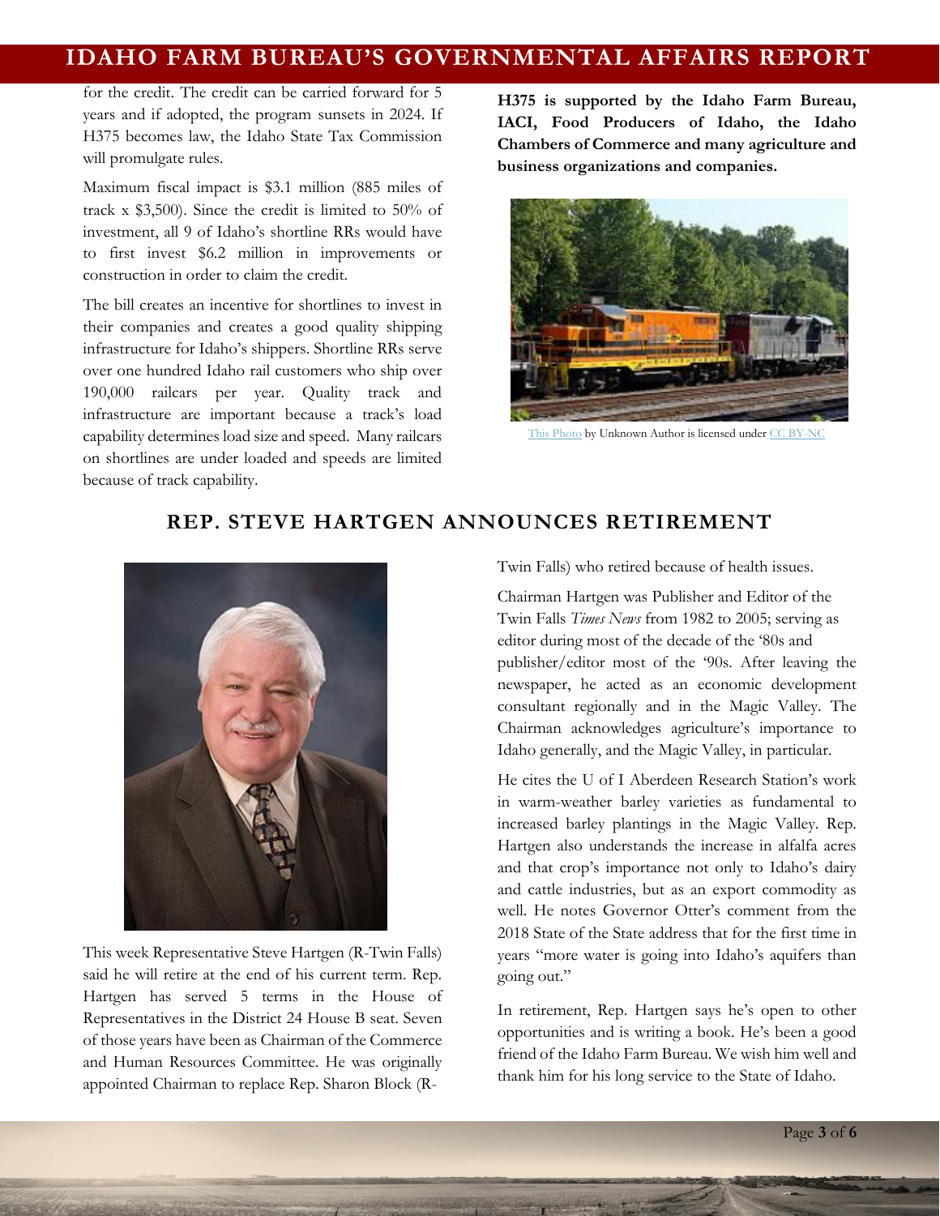for the credit. The credit can be carried forward for 5 years and if adopted, the program sunsets in 2024. If H375 becomes law, the Idaho State Tax Commission will promulgate rules.

Maximum fiscal impact is $3.1 million (885 miles of track x $3,500). Since the credit is limited to 50% of investment, all 9 of Idaho's shortline RRs would have to first invest $6.2 million in improvements or construction in order to claim the credit.

The bill creates an incentive for shortlines to invest in their companies and creates a good quality shipping infrastructure for Idaho's shippers. Shortline RRs serve over one hundred Idaho rail customers who ship over 190,000 railcars per year. Quality track and infrastructure are important because a track's load capability determines load size and speed. Many railcars on shortlines are under loaded and speeds are limited because of track capability.

**H375 is supported by the Idaho Farm Bureau, IACI, Food Producers of Idaho, the Idaho Chambers of Commerce and many agriculture and business organizations and companies.**

This Photo by Unknown Author is licensed under CC BY-NC

## REP. STEVE HARTGEN ANNOUNCES RETIREMENT

This week Representative Steve Hartgen (R-Twin Falls) said he will retire at the end of his current term. Rep. Hartgen has served 5 terms in the House of Representatives in the District 24 House B seat. Seven of those years have been as Chairman of the Commerce and Human Resources Committee. He was originally appointed Chairman to replace Rep. Sharon Block (R-Twin Falls) who retired because of health issues.

Chairman Hartgen was Publisher and Editor of the Twin Falls *Times News* from 1982 to 2005; serving as editor during most of the decade of the '80s and publisher/editor most of the '90s. After leaving the newspaper, he acted as an economic development consultant regionally and in the Magic Valley. The Chairman acknowledges agriculture's importance to Idaho generally, and the Magic Valley, in particular.

He cites the U of I Aberdeen Research Station's work in warm-weather barley varieties as fundamental to increased barley plantings in the Magic Valley. Rep. Hartgen also understands the increase in alfalfa acres and that crop's importance not only to Idaho's dairy and cattle industries, but as an export commodity as well. He notes Governor Otter's comment from the 2018 State of the State address that for the first time in years "more water is going into Idaho's aquifers than going out."

In retirement, Rep. Hartgen says he's open to other opportunities and is writing a book. He's been a good friend of the Idaho Farm Bureau. We wish him well and thank him for his long service to the State of Idaho.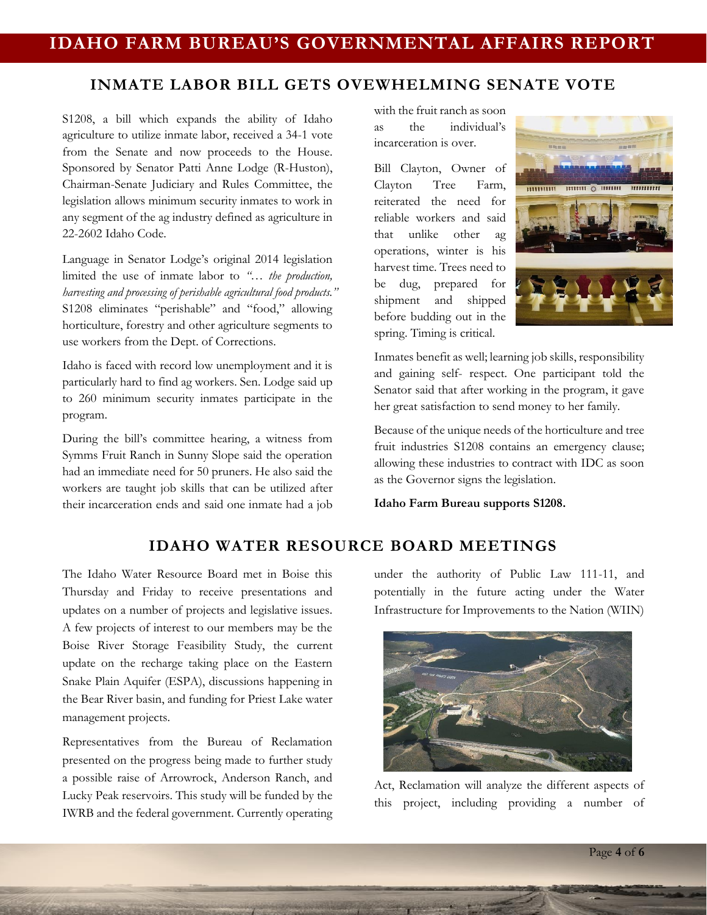## INMATE LABOR BILL GETS OVEWHELMING SENATE VOTE

S1208, a bill which expands the ability of Idaho agriculture to utilize inmate labor, received a 34-1 vote from the Senate and now proceeds to the House. Sponsored by Senator Patti Anne Lodge (R-Huston), Chairman-Senate Judiciary and Rules Committee, the legislation allows minimum security inmates to work in any segment of the ag industry defined as agriculture in 22-2602 Idaho Code.

Language in Senator Lodge's original 2014 legislation limited the use of inmate labor to *"… the production, harvesting and processing of perishable agricultural food products."* S1208 eliminates "perishable" and "food," allowing horticulture, forestry and other agriculture segments to use workers from the Dept. of Corrections.

Idaho is faced with record low unemployment and it is particularly hard to find ag workers. Sen. Lodge said up to 260 minimum security inmates participate in the program.

During the bill's committee hearing, a witness from Symms Fruit Ranch in Sunny Slope said the operation had an immediate need for 50 pruners. He also said the workers are taught job skills that can be utilized after their incarceration ends and said one inmate had a job with the fruit ranch as soon as the individual's incarceration is over.

Bill Clayton, Owner of Clayton Tree Farm, reiterated the need for reliable workers and said that unlike other ag operations, winter is his harvest time. Trees need to be dug, prepared for shipment and shipped before budding out in the spring. Timing is critical.

Inmates benefit as well; learning job skills, responsibility and gaining self- respect. One participant told the Senator said that after working in the program, it gave her great satisfaction to send money to her family.

Because of the unique needs of the horticulture and tree fruit industries S1208 contains an emergency clause; allowing these industries to contract with IDC as soon as the Governor signs the legislation.

**Idaho Farm Bureau supports S1208.**

## IDAHO WATER RESOURCE BOARD MEETINGS

The Idaho Water Resource Board met in Boise this Thursday and Friday to receive presentations and updates on a number of projects and legislative issues. A few projects of interest to our members may be the Boise River Storage Feasibility Study, the current update on the recharge taking place on the Eastern Snake Plain Aquifer (ESPA), discussions happening in the Bear River basin, and funding for Priest Lake water management projects.

Representatives from the Bureau of Reclamation presented on the progress being made to further study a possible raise of Arrowrock, Anderson Ranch, and Lucky Peak reservoirs. This study will be funded by the IWRB and the federal government. Currently operating under the authority of Public Law 111-11, and potentially in the future acting under the Water Infrastructure for Improvements to the Nation (WIIN) Act, Reclamation will analyze the different aspects of this project, including providing a number of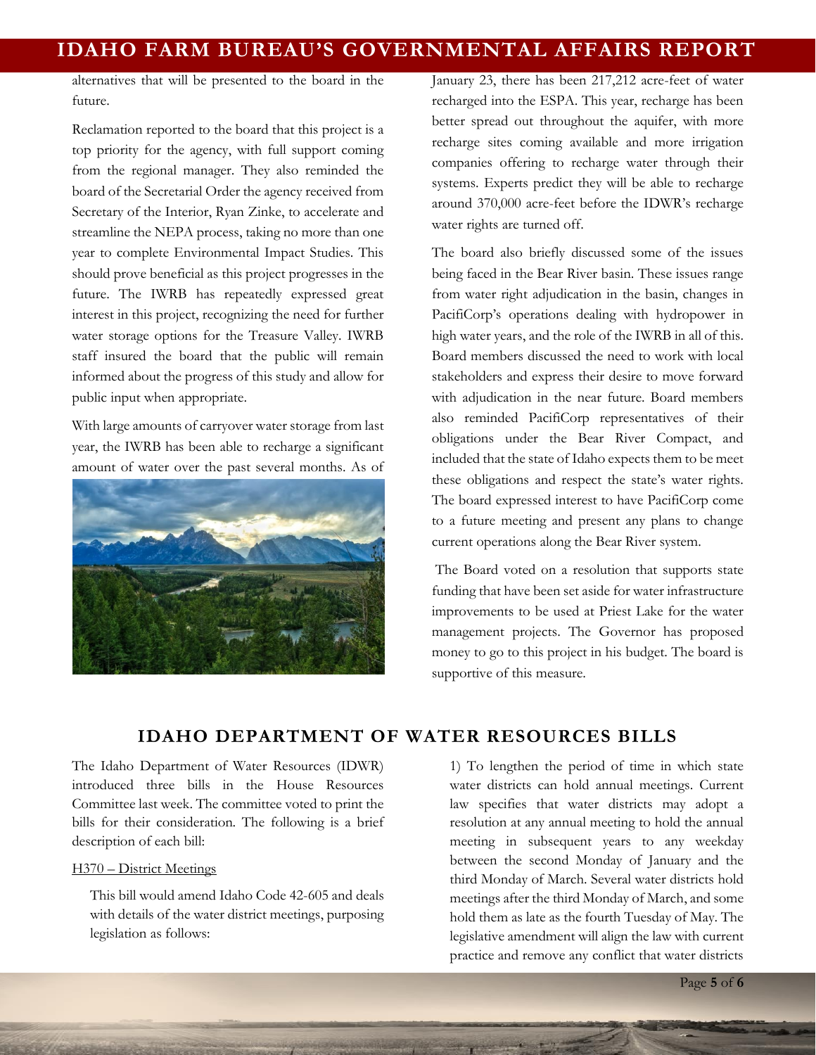alternatives that will be presented to the board in the future.

Reclamation reported to the board that this project is a top priority for the agency, with full support coming from the regional manager. They also reminded the board of the Secretarial Order the agency received from Secretary of the Interior, Ryan Zinke, to accelerate and streamline the NEPA process, taking no more than one year to complete Environmental Impact Studies. This should prove beneficial as this project progresses in the future. The IWRB has repeatedly expressed great interest in this project, recognizing the need for further water storage options for the Treasure Valley. IWRB staff insured the board that the public will remain informed about the progress of this study and allow for public input when appropriate.

With large amounts of carryover water storage from last year, the IWRB has been able to recharge a significant amount of water over the past several months. As of January 23, there has been 217,212 acre-feet of water recharged into the ESPA. This year, recharge has been better spread out throughout the aquifer, with more recharge sites coming available and more irrigation companies offering to recharge water through their systems. Experts predict they will be able to recharge around 370,000 acre-feet before the IDWR's recharge water rights are turned off.

The board also briefly discussed some of the issues being faced in the Bear River basin. These issues range from water right adjudication in the basin, changes in PacifiCorp's operations dealing with hydropower in high water years, and the role of the IWRB in all of this. Board members discussed the need to work with local stakeholders and express their desire to move forward with adjudication in the near future. Board members also reminded PacifiCorp representatives of their obligations under the Bear River Compact, and included that the state of Idaho expects them to be meet these obligations and respect the state's water rights. The board expressed interest to have PacifiCorp come to a future meeting and present any plans to change current operations along the Bear River system.

The Board voted on a resolution that supports state funding that have been set aside for water infrastructure improvements to be used at Priest Lake for the water management projects. The Governor has proposed money to go to this project in his budget. The board is supportive of this measure.

## IDAHO DEPARTMENT OF WATER RESOURCES BILLS

The Idaho Department of Water Resources (IDWR) introduced three bills in the House Resources Committee last week. The committee voted to print the bills for their consideration. The following is a brief description of each bill:

H370 – District Meetings

This bill would amend Idaho Code 42-605 and deals with details of the water district meetings, purposing legislation as follows:

1) To lengthen the period of time in which state water districts can hold annual meetings. Current law specifies that water districts may adopt a resolution at any annual meeting to hold the annual meeting in subsequent years to any weekday between the second Monday of January and the third Monday of March. Several water districts hold meetings after the third Monday of March, and some hold them as late as the fourth Tuesday of May. The legislative amendment will align the law with current practice and remove any conflict that water districts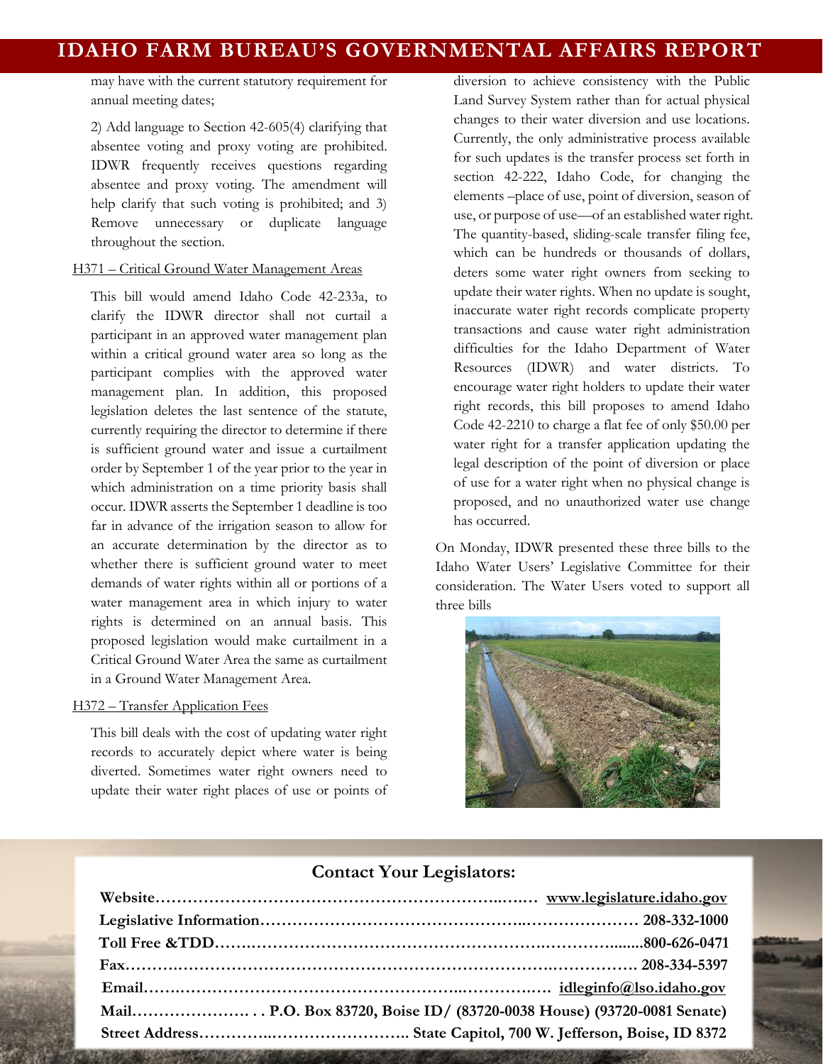may have with the current statutory requirement for annual meeting dates;

2) Add language to Section 42-605(4) clarifying that absentee voting and proxy voting are prohibited. IDWR frequently receives questions regarding absentee and proxy voting. The amendment will help clarify that such voting is prohibited; and 3) Remove unnecessary or duplicate language throughout the section.

H371 – Critical Ground Water Management Areas

This bill would amend Idaho Code 42-233a, to clarify the IDWR director shall not curtail a participant in an approved water management plan within a critical ground water area so long as the participant complies with the approved water management plan. In addition, this proposed legislation deletes the last sentence of the statute, currently requiring the director to determine if there is sufficient ground water and issue a curtailment order by September 1 of the year prior to the year in which administration on a time priority basis shall occur. IDWR asserts the September 1 deadline is too far in advance of the irrigation season to allow for an accurate determination by the director as to whether there is sufficient ground water to meet demands of water rights within all or portions of a water management area in which injury to water rights is determined on an annual basis. This proposed legislation would make curtailment in a Critical Ground Water Area the same as curtailment in a Ground Water Management Area.

H372 – Transfer Application Fees

This bill deals with the cost of updating water right records to accurately depict where water is being diverted. Sometimes water right owners need to update their water right places of use or points of diversion to achieve consistency with the Public Land Survey System rather than for actual physical changes to their water diversion and use locations. Currently, the only administrative process available for such updates is the transfer process set forth in section 42-222, Idaho Code, for changing the elements –place of use, point of diversion, season of use, or purpose of use—of an established water right. The quantity-based, sliding-scale transfer filing fee, which can be hundreds or thousands of dollars, deters some water right owners from seeking to update their water rights. When no update is sought, inaccurate water right records complicate property transactions and cause water right administration difficulties for the Idaho Department of Water Resources (IDWR) and water districts. To encourage water right holders to update their water right records, this bill proposes to amend Idaho Code 42-2210 to charge a flat fee of only $50.00 per water right for a transfer application updating the legal description of the point of diversion or place of use for a water right when no physical change is proposed, and no unauthorized water use change has occurred.

On Monday, IDWR presented these three bills to the Idaho Water Users' Legislative Committee for their consideration. The Water Users voted to support all three bills

## Contact Your Legislators:

**Website……………………………………………………… www.legislature.idaho.gov**
**Legislative Information………………………………………… 208-332-1000**
**Toll Free &TDD…………………………………………………800-626-0471**
**Fax………………………………………………………………… 208-334-5397**
**Email………………………………………………… idleginfo@lso.idaho.gov**
**Mail………………… . . P.O. Box 83720, Boise ID/ (83720-0038 House) (93720-0081 Senate)**
**Street Address………………………………….. State Capitol, 700 W. Jefferson, Boise, ID 8372**